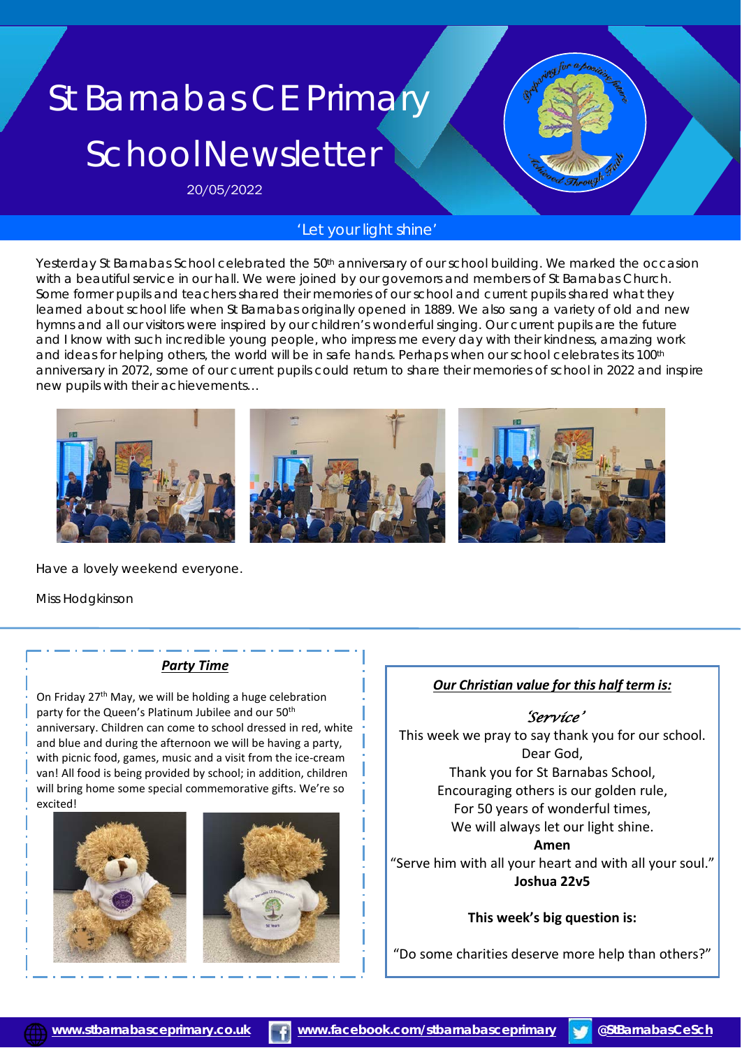# St Barnabas CE Primary School Newsletter

20/05/2022

'Let your light shine'

Yesterday St Barnabas School celebrated the 50th anniversary of our school building. We marked the occasion with a beautiful service in our hall. We were joined by our governors and members of St Barnabas Church. Some former pupils and teachers shared their memories of our school and current pupils shared what they learned about school life when St Barnabas originally opened in 1889. We also sang a variety of old and new hymns and all our visitors were inspired by our children's wonderful singing. Our current pupils are the future and I know with such incredible young people, who impress me every day with their kindness, amazing work and ideas for helping others, the world will be in safe hands. Perhaps when our school celebrates its 100th anniversary in 2072, some of our current pupils could return to share their memories of school in 2022 and inspire new pupils with their achievements…

Have a lovely weekend everyone.

Miss Hodgkinson

## *Party Time*

On Friday 27th May, we will be holding a huge celebration party for the Queen's Platinum Jubilee and our 50th anniversary. Children can come to school dressed in red, white and blue and during the afternoon we will be having a party, with picnic food, games, music and a visit from the ice-cream van! All food is being provided by school; in addition, children will bring home some special commemorative gifts. We're so excited!

## *Our Christian value for this half term is:*

*'Service'*

This week we pray to say thank you for our school.

Dear God,
Thank you for St Barnabas School,
Encouraging others is our golden rule,
For 50 years of wonderful times,
We will always let our light shine.
**Amen**

"Serve him with all your heart and with all your soul."
**Joshua 22v5**

**This week's big question is:**

"Do some charities deserve more help than others?"

www.stbarnabasceprimary.co.uk | www.facebook.com/stbarnabasceprimary | @StBarnabasCeSch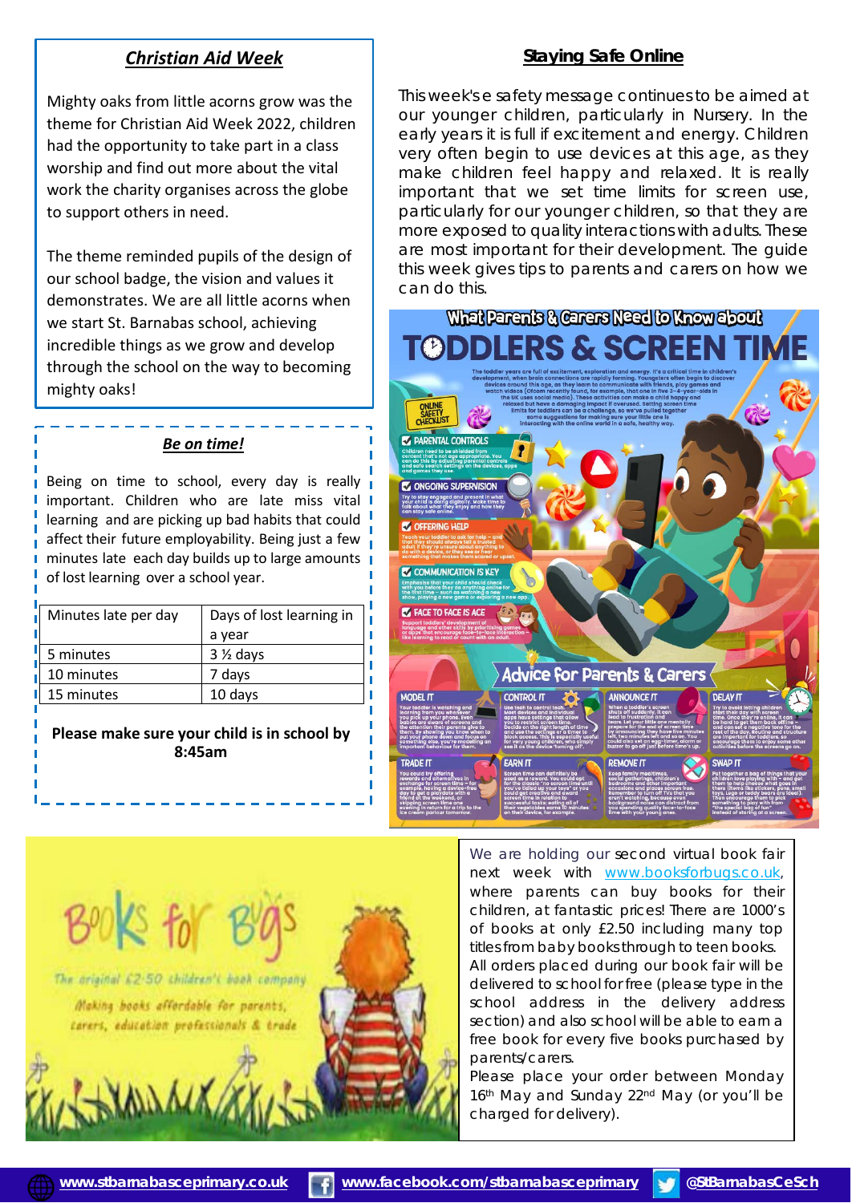## *Christian Aid Week*

Mighty oaks from little acorns grow was the theme for Christian Aid Week 2022, children had the opportunity to take part in a class worship and find out more about the vital work the charity organises across the globe to support others in need.

The theme reminded pupils of the design of our school badge, the vision and values it demonstrates. We are all little acorns when we start St. Barnabas school, achieving incredible things as we grow and develop through the school on the way to becoming mighty oaks!

## *Be on time!*

Being on time to school, every day is really important. Children who are late miss vital learning and are picking up bad habits that could affect their future employability. Being just a few minutes late each day builds up to large amounts of lost learning over a school year.

| Minutes late per day | Days of lost learning in a year |
|---|---|
| 5 minutes | 3 ½ days |
| 10 minutes | 7 days |
| 15 minutes | 10 days |

**Please make sure your child is in school by 8:45am**

## Staying Safe Online

This week's e safety message continues to be aimed at our younger children, particularly in Nursery. In the early years it is full if excitement and energy. Children very often begin to use devices at this age, as they make children feel happy and relaxed. It is really important that we set time limits for screen use, particularly for our younger children, so that they are more exposed to quality interactions with adults. These are most important for their development. The guide this week gives tips to parents and carers on how we can do this.

What Parents & Carers Need to Know about TODDLERS & SCREEN TIME

We are holding our second virtual book fair next week with www.booksforbugs.co.uk, where parents can buy books for their children, at fantastic prices! There are 1000's of books at only £2.50 including many top titles from baby books through to teen books. All orders placed during our book fair will be delivered to school for free (please type in the school address in the delivery address section) and also school will be able to earn a free book for every five books purchased by parents/carers.

Please place your order between Monday 16th May and Sunday 22nd May (or you'll be charged for delivery).

www.stbarnabasceprimary.co.uk www.facebook.com/stbarnabasceprimary @StBarnabasCeSch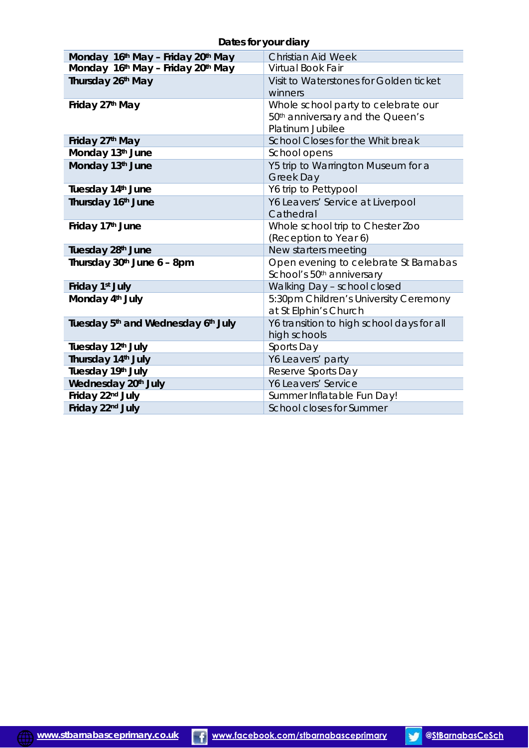## Dates for your diary

| | |
|---|---|
| **Monday 16th May – Friday 20th May** | Christian Aid Week |
| **Monday 16th May – Friday 20th May** | Virtual Book Fair |
| **Thursday 26th May** | Visit to Waterstones for Golden ticket winners |
| **Friday 27th May** | Whole school party to celebrate our 50th anniversary and the Queen's Platinum Jubilee |
| **Friday 27th May** | School Closes for the Whit break |
| **Monday 13th June** | School opens |
| **Monday 13th June** | Y5 trip to Warrington Museum for a Greek Day |
| **Tuesday 14th June** | Y6 trip to Pettypool |
| **Thursday 16th June** | Y6 Leavers' Service at Liverpool Cathedral |
| **Friday 17th June** | Whole school trip to Chester Zoo (Reception to Year 6) |
| **Tuesday 28th June** | New starters meeting |
| **Thursday 30th June 6 – 8pm** | Open evening to celebrate St Barnabas School's 50th anniversary |
| **Friday 1st July** | Walking Day – school closed |
| **Monday 4th July** | 5:30pm Children's University Ceremony at St Elphin's Church |
| **Tuesday 5th and Wednesday 6th July** | Y6 transition to high school days for all high schools |
| **Tuesday 12th July** | Sports Day |
| **Thursday 14th July** | Y6 Leavers' party |
| **Tuesday 19th July** | Reserve Sports Day |
| **Wednesday 20th July** | Y6 Leavers' Service |
| **Friday 22nd July** | Summer Inflatable Fun Day! |
| **Friday 22nd July** | School closes for Summer |

www.stbarnabasceprimary.co.uk www.facebook.com/stbarnabasceprimary @StBarnabasCeSch